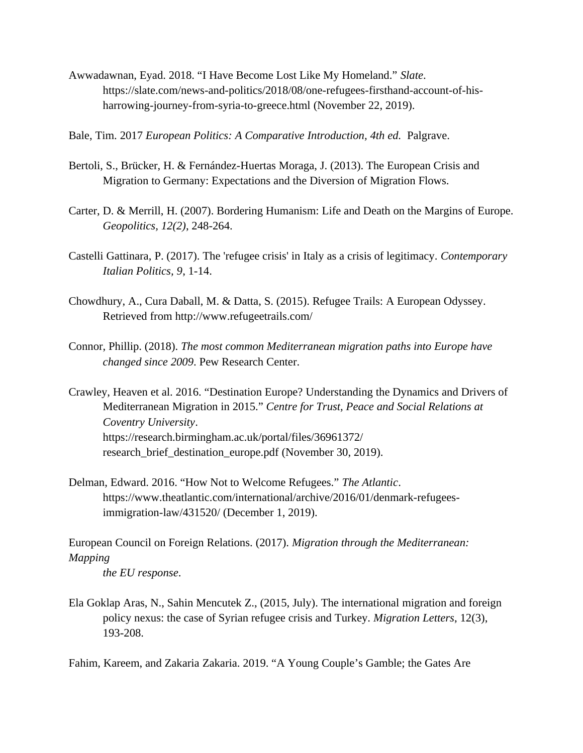Awwadawnan, Eyad. 2018. “I Have Become Lost Like My Homeland.” *Slate*. https://slate.com/news-and-politics/2018/08/one-refugees-firsthand-account-of-his-harrowing-journey-from-syria-to-greece.html (November 22, 2019).

Bale, Tim. 2017 *European Politics: A Comparative Introduction, 4th ed.* Palgrave.

Bertoli, S., Brücker, H. & Fernández-Huertas Moraga, J. (2013). The European Crisis and Migration to Germany: Expectations and the Diversion of Migration Flows.

Carter, D. & Merrill, H. (2007). Bordering Humanism: Life and Death on the Margins of Europe. *Geopolitics, 12(2)*, 248-264.

Castelli Gattinara, P. (2017). The 'refugee crisis' in Italy as a crisis of legitimacy. *Contemporary Italian Politics, 9*, 1-14.

Chowdhury, A., Cura Daball, M. & Datta, S. (2015). Refugee Trails: A European Odyssey. Retrieved from http://www.refugeetrails.com/

Connor, Phillip. (2018). *The most common Mediterranean migration paths into Europe have changed since 2009*. Pew Research Center.

Crawley, Heaven et al. 2016. “Destination Europe? Understanding the Dynamics and Drivers of Mediterranean Migration in 2015.” *Centre for Trust, Peace and Social Relations at Coventry University*. https://research.birmingham.ac.uk/portal/files/36961372/research_brief_destination_europe.pdf (November 30, 2019).

Delman, Edward. 2016. “How Not to Welcome Refugees.” *The Atlantic*. https://www.theatlantic.com/international/archive/2016/01/denmark-refugees-immigration-law/431520/ (December 1, 2019).

European Council on Foreign Relations. (2017). *Migration through the Mediterranean: Mapping the EU response*.

Ela Goklap Aras, N., Sahin Mencutek Z., (2015, July). The international migration and foreign policy nexus: the case of Syrian refugee crisis and Turkey. *Migration Letters*, 12(3), 193-208.

Fahim, Kareem, and Zakaria Zakaria. 2019. “A Young Couple’s Gamble; the Gates Are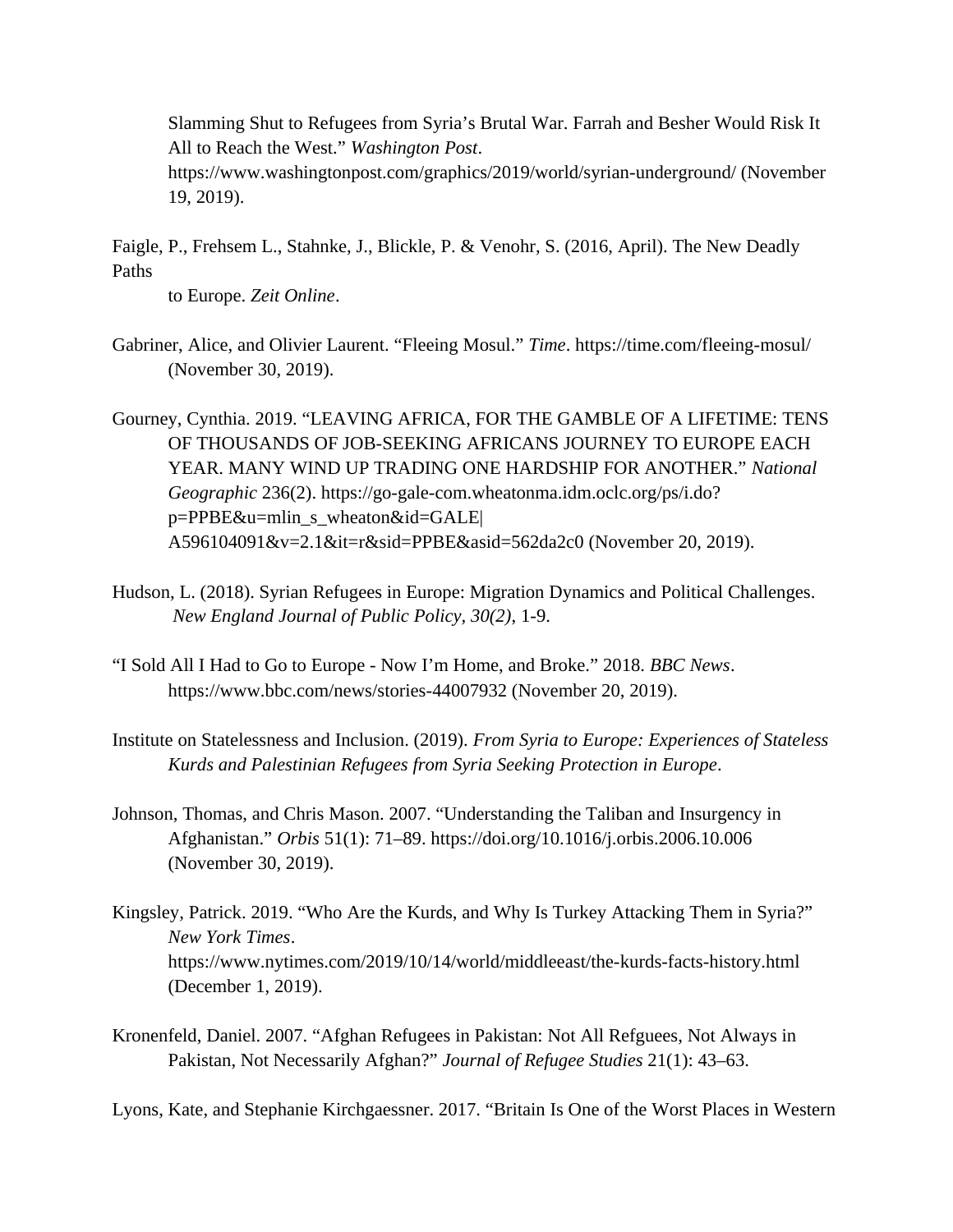Slamming Shut to Refugees from Syria's Brutal War. Farrah and Besher Would Risk It All to Reach the West." *Washington Post*. https://www.washingtonpost.com/graphics/2019/world/syrian-underground/ (November 19, 2019).

Faigle, P., Frehsem L., Stahnke, J., Blickle, P. & Venohr, S. (2016, April). The New Deadly Paths
to Europe. *Zeit Online*.

Gabriner, Alice, and Olivier Laurent. "Fleeing Mosul." *Time*. https://time.com/fleeing-mosul/ (November 30, 2019).

Gourney, Cynthia. 2019. "LEAVING AFRICA, FOR THE GAMBLE OF A LIFETIME: TENS OF THOUSANDS OF JOB-SEEKING AFRICANS JOURNEY TO EUROPE EACH YEAR. MANY WIND UP TRADING ONE HARDSHIP FOR ANOTHER." *National Geographic* 236(2). https://go-gale-com.wheatonma.idm.oclc.org/ps/i.do?p=PPBE&u=mlin_s_wheaton&id=GALE|A596104091&v=2.1&it=r&sid=PPBE&asid=562da2c0 (November 20, 2019).

Hudson, L. (2018). Syrian Refugees in Europe: Migration Dynamics and Political Challenges. *New England Journal of Public Policy, 30(2)*, 1-9.

"I Sold All I Had to Go to Europe - Now I'm Home, and Broke." 2018. *BBC News*. https://www.bbc.com/news/stories-44007932 (November 20, 2019).

Institute on Statelessness and Inclusion. (2019). *From Syria to Europe: Experiences of Stateless Kurds and Palestinian Refugees from Syria Seeking Protection in Europe*.

Johnson, Thomas, and Chris Mason. 2007. "Understanding the Taliban and Insurgency in Afghanistan." *Orbis* 51(1): 71–89. https://doi.org/10.1016/j.orbis.2006.10.006 (November 30, 2019).

Kingsley, Patrick. 2019. "Who Are the Kurds, and Why Is Turkey Attacking Them in Syria?" *New York Times*. https://www.nytimes.com/2019/10/14/world/middleeast/the-kurds-facts-history.html (December 1, 2019).

Kronenfeld, Daniel. 2007. "Afghan Refugees in Pakistan: Not All Refguees, Not Always in Pakistan, Not Necessarily Afghan?" *Journal of Refugee Studies* 21(1): 43–63.

Lyons, Kate, and Stephanie Kirchgaessner. 2017. "Britain Is One of the Worst Places in Western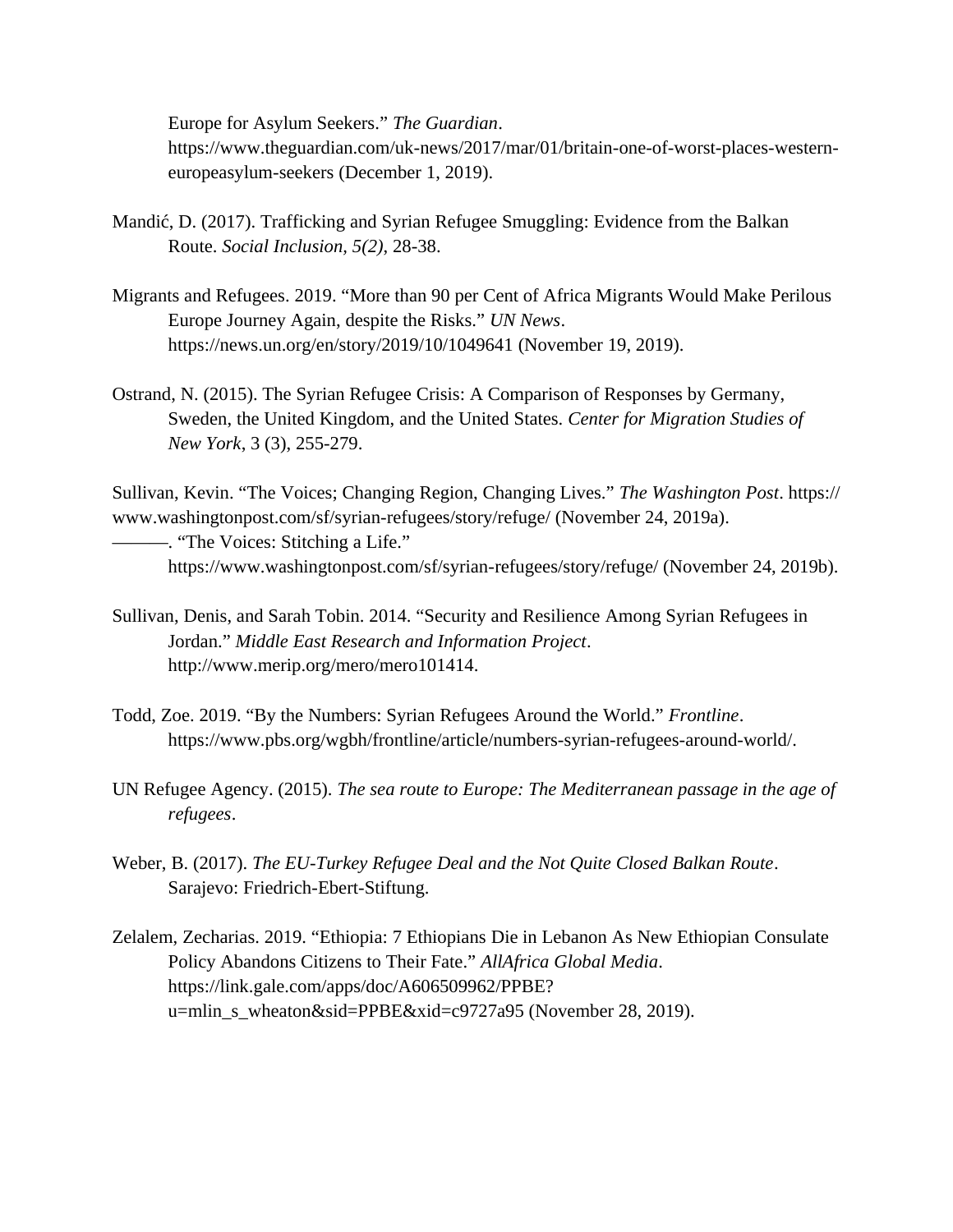Europe for Asylum Seekers." *The Guardian*. https://www.theguardian.com/uk-news/2017/mar/01/britain-one-of-worst-places-western-europeasylum-seekers (December 1, 2019).

Mandić, D. (2017). Trafficking and Syrian Refugee Smuggling: Evidence from the Balkan Route. *Social Inclusion, 5(2)*, 28-38.

Migrants and Refugees. 2019. "More than 90 per Cent of Africa Migrants Would Make Perilous Europe Journey Again, despite the Risks." *UN News*. https://news.un.org/en/story/2019/10/1049641 (November 19, 2019).

Ostrand, N. (2015). The Syrian Refugee Crisis: A Comparison of Responses by Germany, Sweden, the United Kingdom, and the United States. *Center for Migration Studies of New York*, 3 (3), 255-279.

Sullivan, Kevin. "The Voices; Changing Region, Changing Lives." *The Washington Post*. https://www.washingtonpost.com/sf/syrian-refugees/story/refuge/ (November 24, 2019a).

———. "The Voices: Stitching a Life." https://www.washingtonpost.com/sf/syrian-refugees/story/refuge/ (November 24, 2019b).

Sullivan, Denis, and Sarah Tobin. 2014. "Security and Resilience Among Syrian Refugees in Jordan." *Middle East Research and Information Project*. http://www.merip.org/mero/mero101414.

Todd, Zoe. 2019. "By the Numbers: Syrian Refugees Around the World." *Frontline*. https://www.pbs.org/wgbh/frontline/article/numbers-syrian-refugees-around-world/.

UN Refugee Agency. (2015). *The sea route to Europe: The Mediterranean passage in the age of refugees*.

Weber, B. (2017). *The EU-Turkey Refugee Deal and the Not Quite Closed Balkan Route*. Sarajevo: Friedrich-Ebert-Stiftung.

Zelalem, Zecharias. 2019. "Ethiopia: 7 Ethiopians Die in Lebanon As New Ethiopian Consulate Policy Abandons Citizens to Their Fate." *AllAfrica Global Media*. https://link.gale.com/apps/doc/A606509962/PPBE?u=mlin_s_wheaton&sid=PPBE&xid=c9727a95 (November 28, 2019).